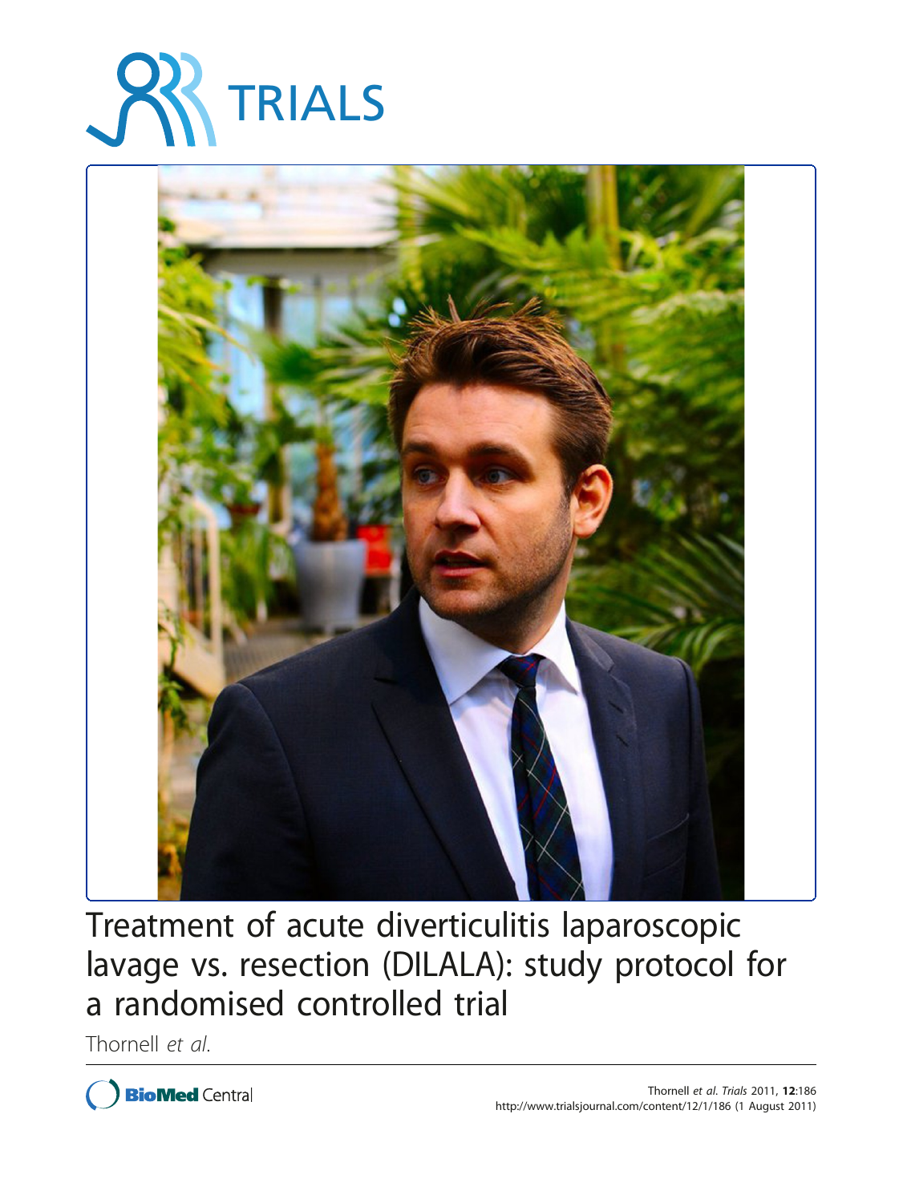# TRIALS

# Treatment of acute diverticulitis laparoscopic lavage vs. resection (DILALA): study protocol for a randomised controlled trial

Thornell *et al.*

Thornell *et al. Trials* 2011, **12**:186
http://www.trialsjournal.com/content/12/1/186 (1 August 2011)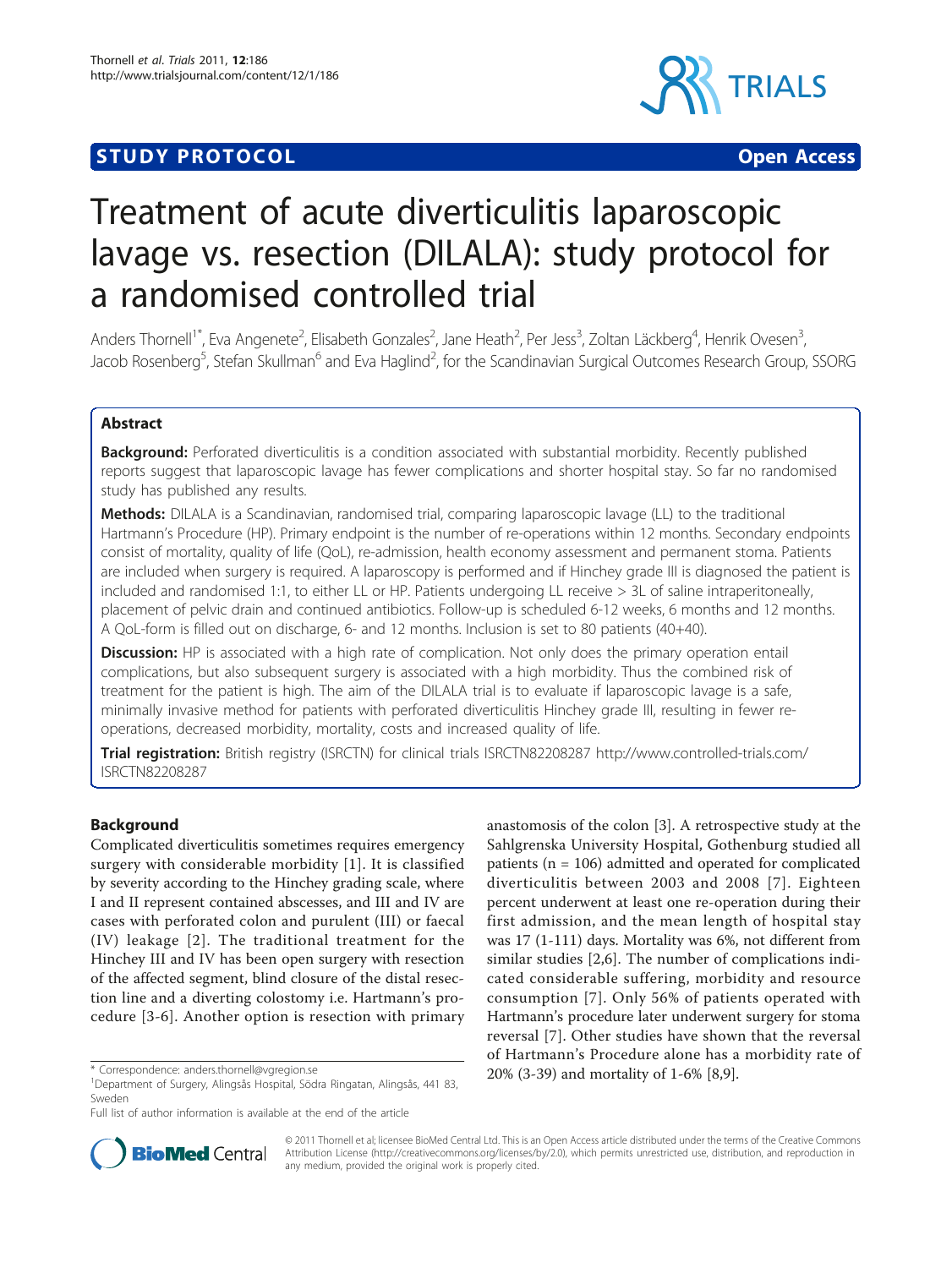# Treatment of acute diverticulitis laparoscopic lavage vs. resection (DILALA): study protocol for a randomised controlled trial

Anders Thornell[1*], Eva Angenete[2], Elisabeth Gonzales[2], Jane Heath[2], Per Jess[3], Zoltan Läckberg[4], Henrik Ovesen[3], Jacob Rosenberg[5], Stefan Skullman[6] and Eva Haglind[2], for the Scandinavian Surgical Outcomes Research Group, SSORG

## Abstract

**Background:** Perforated diverticulitis is a condition associated with substantial morbidity. Recently published reports suggest that laparoscopic lavage has fewer complications and shorter hospital stay. So far no randomised study has published any results.

**Methods:** DILALA is a Scandinavian, randomised trial, comparing laparoscopic lavage (LL) to the traditional Hartmann's Procedure (HP). Primary endpoint is the number of re-operations within 12 months. Secondary endpoints consist of mortality, quality of life (QoL), re-admission, health economy assessment and permanent stoma. Patients are included when surgery is required. A laparoscopy is performed and if Hinchey grade III is diagnosed the patient is included and randomised 1:1, to either LL or HP. Patients undergoing LL receive > 3L of saline intraperitoneally, placement of pelvic drain and continued antibiotics. Follow-up is scheduled 6-12 weeks, 6 months and 12 months. A QoL-form is filled out on discharge, 6- and 12 months. Inclusion is set to 80 patients (40+40).

**Discussion:** HP is associated with a high rate of complication. Not only does the primary operation entail complications, but also subsequent surgery is associated with a high morbidity. Thus the combined risk of treatment for the patient is high. The aim of the DILALA trial is to evaluate if laparoscopic lavage is a safe, minimally invasive method for patients with perforated diverticulitis Hinchey grade III, resulting in fewer re-operations, decreased morbidity, mortality, costs and increased quality of life.

**Trial registration:** British registry (ISRCTN) for clinical trials ISRCTN82208287 http://www.controlled-trials.com/ISRCTN82208287

## Background

Complicated diverticulitis sometimes requires emergency surgery with considerable morbidity [1]. It is classified by severity according to the Hinchey grading scale, where I and II represent contained abscesses, and III and IV are cases with perforated colon and purulent (III) or faecal (IV) leakage [2]. The traditional treatment for the Hinchey III and IV has been open surgery with resection of the affected segment, blind closure of the distal resection line and a diverting colostomy i.e. Hartmann's procedure [3-6]. Another option is resection with primary anastomosis of the colon [3]. A retrospective study at the Sahlgrenska University Hospital, Gothenburg studied all patients (n = 106) admitted and operated for complicated diverticulitis between 2003 and 2008 [7]. Eighteen percent underwent at least one re-operation during their first admission, and the mean length of hospital stay was 17 (1-111) days. Mortality was 6%, not different from similar studies [2,6]. The number of complications indicated considerable suffering, morbidity and resource consumption [7]. Only 56% of patients operated with Hartmann's procedure later underwent surgery for stoma reversal [7]. Other studies have shown that the reversal of Hartmann's Procedure alone has a morbidity rate of 20% (3-39) and mortality of 1-6% [8,9].

\* Correspondence: anders.thornell@vgregion.se
[1]Department of Surgery, Alingsås Hospital, Södra Ringatan, Alingsås, 441 83, Sweden
Full list of author information is available at the end of the article

© 2011 Thornell et al; licensee BioMed Central Ltd. This is an Open Access article distributed under the terms of the Creative Commons Attribution License (http://creativecommons.org/licenses/by/2.0), which permits unrestricted use, distribution, and reproduction in any medium, provided the original work is properly cited.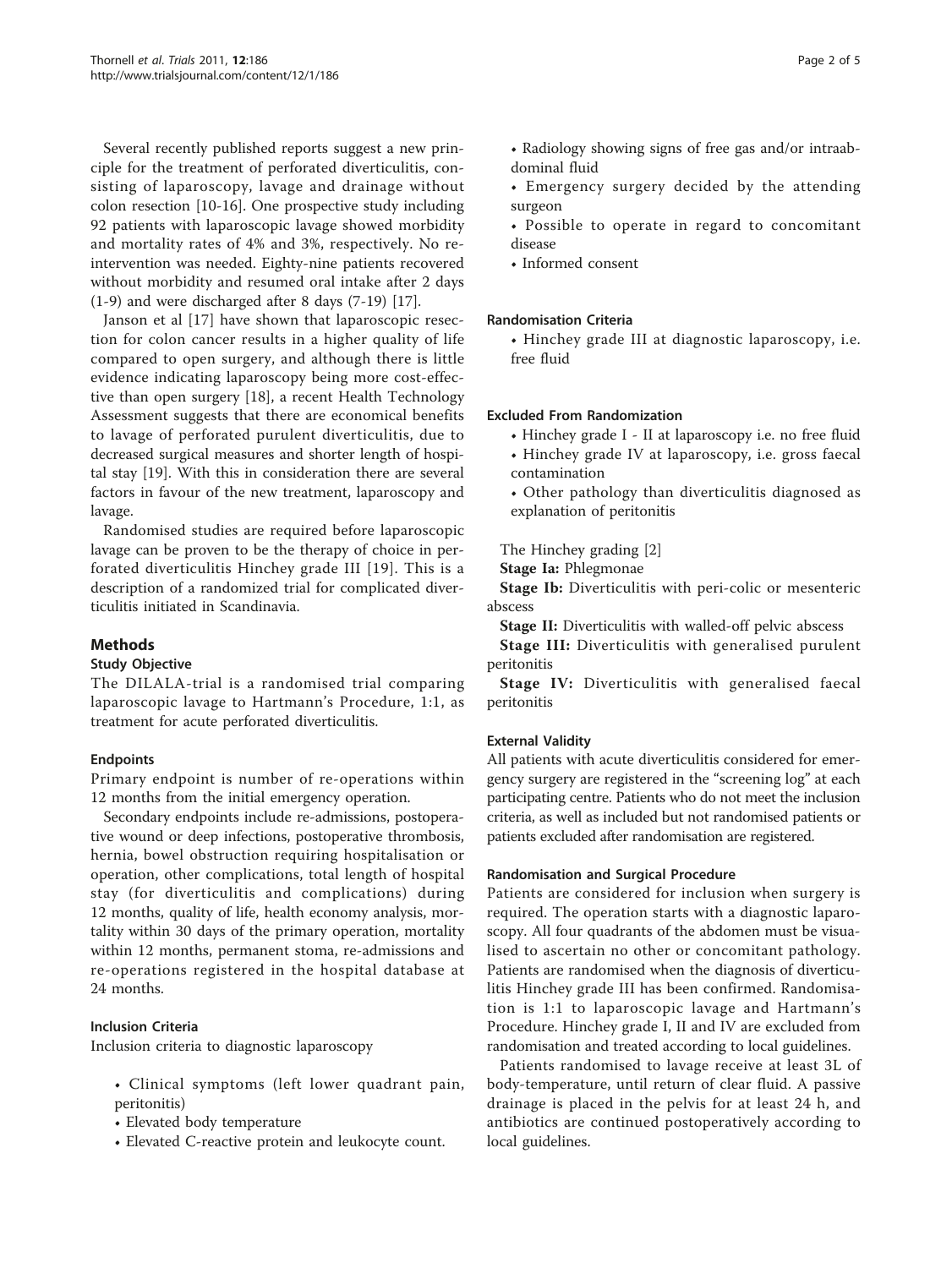Several recently published reports suggest a new principle for the treatment of perforated diverticulitis, consisting of laparoscopy, lavage and drainage without colon resection [10-16]. One prospective study including 92 patients with laparoscopic lavage showed morbidity and mortality rates of 4% and 3%, respectively. No re-intervention was needed. Eighty-nine patients recovered without morbidity and resumed oral intake after 2 days (1-9) and were discharged after 8 days (7-19) [17].

Janson et al [17] have shown that laparoscopic resection for colon cancer results in a higher quality of life compared to open surgery, and although there is little evidence indicating laparoscopy being more cost-effective than open surgery [18], a recent Health Technology Assessment suggests that there are economical benefits to lavage of perforated purulent diverticulitis, due to decreased surgical measures and shorter length of hospital stay [19]. With this in consideration there are several factors in favour of the new treatment, laparoscopy and lavage.

Randomised studies are required before laparoscopic lavage can be proven to be the therapy of choice in perforated diverticulitis Hinchey grade III [19]. This is a description of a randomized trial for complicated diverticulitis initiated in Scandinavia.

## Methods

### Study Objective

The DILALA-trial is a randomised trial comparing laparoscopic lavage to Hartmann's Procedure, 1:1, as treatment for acute perforated diverticulitis.

#### Endpoints

Primary endpoint is number of re-operations within 12 months from the initial emergency operation.

Secondary endpoints include re-admissions, postoperative wound or deep infections, postoperative thrombosis, hernia, bowel obstruction requiring hospitalisation or operation, other complications, total length of hospital stay (for diverticulitis and complications) during 12 months, quality of life, health economy analysis, mortality within 30 days of the primary operation, mortality within 12 months, permanent stoma, re-admissions and re-operations registered in the hospital database at 24 months.

#### Inclusion Criteria

Inclusion criteria to diagnostic laparoscopy

- Clinical symptoms (left lower quadrant pain, peritonitis)
- Elevated body temperature
- Elevated C-reactive protein and leukocyte count.
- Radiology showing signs of free gas and/or intraabdominal fluid
- Emergency surgery decided by the attending surgeon
- Possible to operate in regard to concomitant disease
- Informed consent

#### Randomisation Criteria

- Hinchey grade III at diagnostic laparoscopy, i.e. free fluid

#### Excluded From Randomization

- Hinchey grade I - II at laparoscopy i.e. no free fluid
- Hinchey grade IV at laparoscopy, i.e. gross faecal contamination
- Other pathology than diverticulitis diagnosed as explanation of peritonitis

The Hinchey grading [2]

**Stage Ia:** Phlegmonae

**Stage Ib:** Diverticulitis with peri-colic or mesenteric abscess

**Stage II:** Diverticulitis with walled-off pelvic abscess

**Stage III:** Diverticulitis with generalised purulent peritonitis

**Stage IV:** Diverticulitis with generalised faecal peritonitis

#### External Validity

All patients with acute diverticulitis considered for emergency surgery are registered in the "screening log" at each participating centre. Patients who do not meet the inclusion criteria, as well as included but not randomised patients or patients excluded after randomisation are registered.

#### Randomisation and Surgical Procedure

Patients are considered for inclusion when surgery is required. The operation starts with a diagnostic laparoscopy. All four quadrants of the abdomen must be visualised to ascertain no other or concomitant pathology. Patients are randomised when the diagnosis of diverticulitis Hinchey grade III has been confirmed. Randomisation is 1:1 to laparoscopic lavage and Hartmann's Procedure. Hinchey grade I, II and IV are excluded from randomisation and treated according to local guidelines.

Patients randomised to lavage receive at least 3L of body-temperature, until return of clear fluid. A passive drainage is placed in the pelvis for at least 24 h, and antibiotics are continued postoperatively according to local guidelines.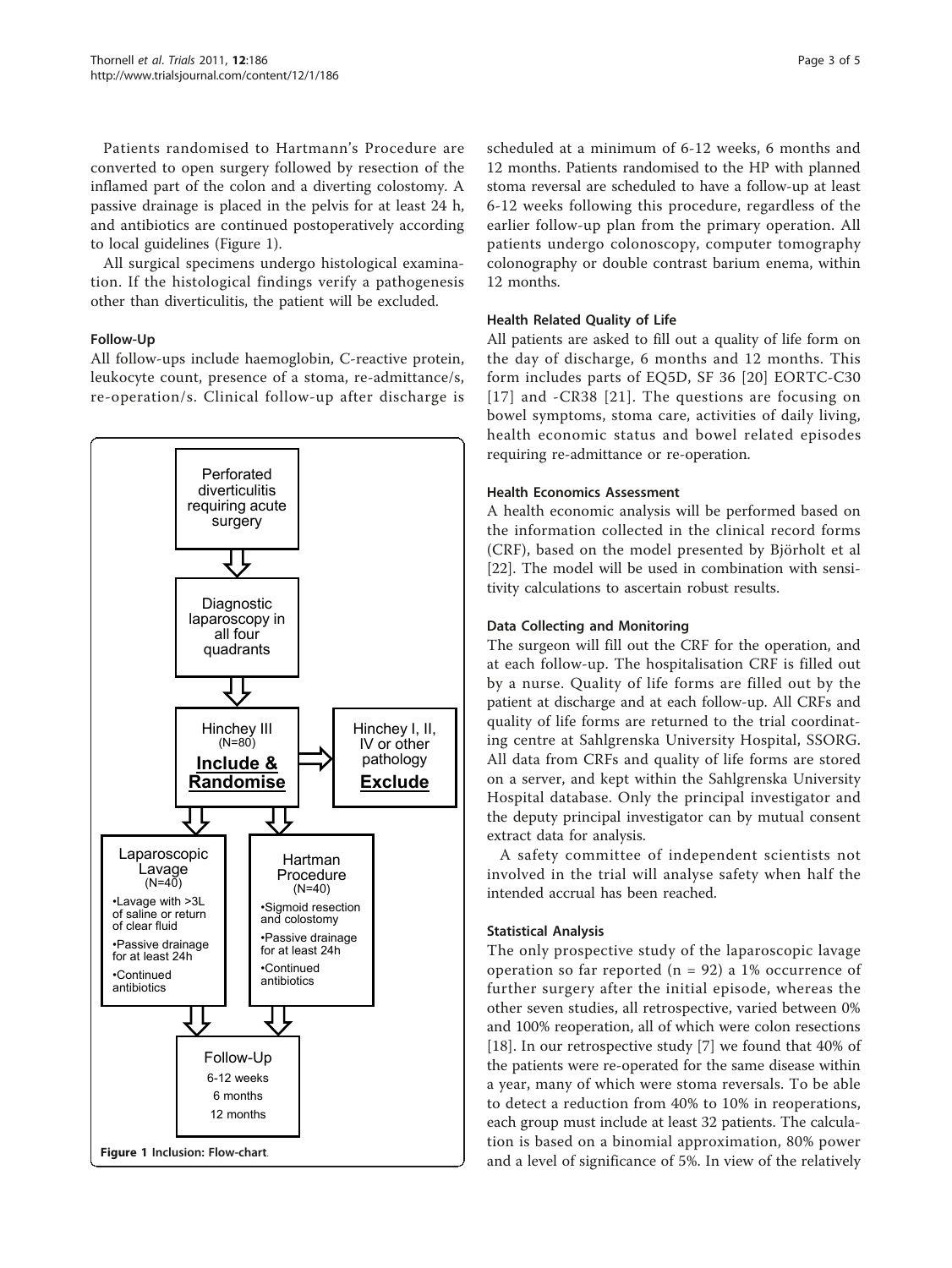Patients randomised to Hartmann's Procedure are converted to open surgery followed by resection of the inflamed part of the colon and a diverting colostomy. A passive drainage is placed in the pelvis for at least 24 h, and antibiotics are continued postoperatively according to local guidelines (Figure 1).

All surgical specimens undergo histological examination. If the histological findings verify a pathogenesis other than diverticulitis, the patient will be excluded.

### Follow-Up

All follow-ups include haemoglobin, C-reactive protein, leukocyte count, presence of a stoma, re-admittance/s, re-operation/s. Clinical follow-up after discharge is scheduled at a minimum of 6-12 weeks, 6 months and 12 months. Patients randomised to the HP with planned stoma reversal are scheduled to have a follow-up at least 6-12 weeks following this procedure, regardless of the earlier follow-up plan from the primary operation. All patients undergo colonoscopy, computer tomography colonography or double contrast barium enema, within 12 months.

Perforated diverticulitis requiring acute surgery

Diagnostic laparoscopy in all four quadrants

Hinchey III (N=80) **Include & Randomise**

Hinchey I, II, IV or other pathology **Exclude**

Laparoscopic Lavage (N=40)
- Lavage with >3L of saline or return of clear fluid
- Passive drainage for at least 24h
- Continued antibiotics

Hartman Procedure (N=40)
- Sigmoid resection and colostomy
- Passive drainage for at least 24h
- Continued antibiotics

Follow-Up
6-12 weeks
6 months
12 months

**Figure 1** Inclusion: Flow-chart.

### Health Related Quality of Life

All patients are asked to fill out a quality of life form on the day of discharge, 6 months and 12 months. This form includes parts of EQ5D, SF 36 [20] EORTC-C30 [17] and -CR38 [21]. The questions are focusing on bowel symptoms, stoma care, activities of daily living, health economic status and bowel related episodes requiring re-admittance or re-operation.

### Health Economics Assessment

A health economic analysis will be performed based on the information collected in the clinical record forms (CRF), based on the model presented by Björholt et al [22]. The model will be used in combination with sensitivity calculations to ascertain robust results.

### Data Collecting and Monitoring

The surgeon will fill out the CRF for the operation, and at each follow-up. The hospitalisation CRF is filled out by a nurse. Quality of life forms are filled out by the patient at discharge and at each follow-up. All CRFs and quality of life forms are returned to the trial coordinating centre at Sahlgrenska University Hospital, SSORG. All data from CRFs and quality of life forms are stored on a server, and kept within the Sahlgrenska University Hospital database. Only the principal investigator and the deputy principal investigator can by mutual consent extract data for analysis.

A safety committee of independent scientists not involved in the trial will analyse safety when half the intended accrual has been reached.

### Statistical Analysis

The only prospective study of the laparoscopic lavage operation so far reported (n = 92) a 1% occurrence of further surgery after the initial episode, whereas the other seven studies, all retrospective, varied between 0% and 100% reoperation, all of which were colon resections [18]. In our retrospective study [7] we found that 40% of the patients were re-operated for the same disease within a year, many of which were stoma reversals. To be able to detect a reduction from 40% to 10% in reoperations, each group must include at least 32 patients. The calculation is based on a binomial approximation, 80% power and a level of significance of 5%. In view of the relatively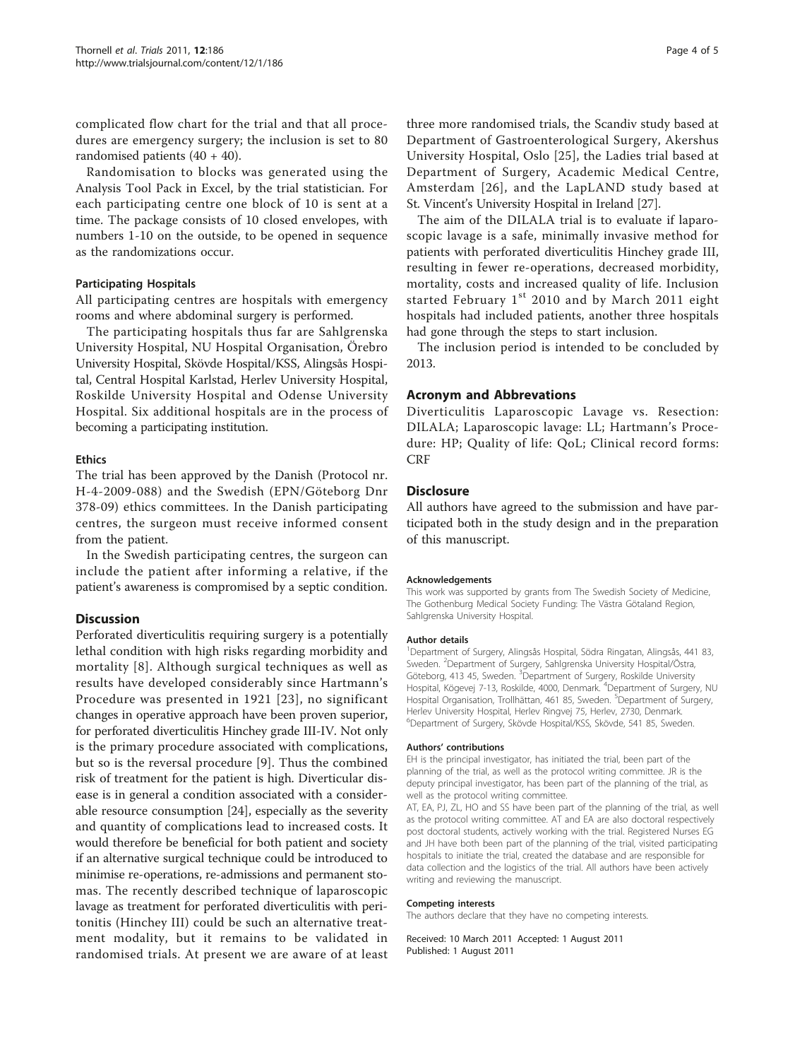complicated flow chart for the trial and that all procedures are emergency surgery; the inclusion is set to 80 randomised patients (40 + 40).

Randomisation to blocks was generated using the Analysis Tool Pack in Excel, by the trial statistician. For each participating centre one block of 10 is sent at a time. The package consists of 10 closed envelopes, with numbers 1-10 on the outside, to be opened in sequence as the randomizations occur.

#### Participating Hospitals

All participating centres are hospitals with emergency rooms and where abdominal surgery is performed.

The participating hospitals thus far are Sahlgrenska University Hospital, NU Hospital Organisation, Örebro University Hospital, Skövde Hospital/KSS, Alingsås Hospital, Central Hospital Karlstad, Herlev University Hospital, Roskilde University Hospital and Odense University Hospital. Six additional hospitals are in the process of becoming a participating institution.

#### Ethics

The trial has been approved by the Danish (Protocol nr. H-4-2009-088) and the Swedish (EPN/Göteborg Dnr 378-09) ethics committees. In the Danish participating centres, the surgeon must receive informed consent from the patient.

In the Swedish participating centres, the surgeon can include the patient after informing a relative, if the patient's awareness is compromised by a septic condition.

## Discussion

Perforated diverticulitis requiring surgery is a potentially lethal condition with high risks regarding morbidity and mortality [8]. Although surgical techniques as well as results have developed considerably since Hartmann's Procedure was presented in 1921 [23], no significant changes in operative approach have been proven superior, for perforated diverticulitis Hinchey grade III-IV. Not only is the primary procedure associated with complications, but so is the reversal procedure [9]. Thus the combined risk of treatment for the patient is high. Diverticular disease is in general a condition associated with a considerable resource consumption [24], especially as the severity and quantity of complications lead to increased costs. It would therefore be beneficial for both patient and society if an alternative surgical technique could be introduced to minimise re-operations, re-admissions and permanent stomas. The recently described technique of laparoscopic lavage as treatment for perforated diverticulitis with peritonitis (Hinchey III) could be such an alternative treatment modality, but it remains to be validated in randomised trials. At present we are aware of at least three more randomised trials, the Scandiv study based at Department of Gastroenterological Surgery, Akershus University Hospital, Oslo [25], the Ladies trial based at Department of Surgery, Academic Medical Centre, Amsterdam [26], and the LapLAND study based at St. Vincent's University Hospital in Ireland [27].

The aim of the DILALA trial is to evaluate if laparoscopic lavage is a safe, minimally invasive method for patients with perforated diverticulitis Hinchey grade III, resulting in fewer re-operations, decreased morbidity, mortality, costs and increased quality of life. Inclusion started February 1st 2010 and by March 2011 eight hospitals had included patients, another three hospitals had gone through the steps to start inclusion.

The inclusion period is intended to be concluded by 2013.

## Acronym and Abbrevations

Diverticulitis Laparoscopic Lavage vs. Resection: DILALA; Laparoscopic lavage: LL; Hartmann's Procedure: HP; Quality of life: QoL; Clinical record forms: CRF

## Disclosure

All authors have agreed to the submission and have participated both in the study design and in the preparation of this manuscript.

#### Acknowledgements

This work was supported by grants from The Swedish Society of Medicine, The Gothenburg Medical Society Funding: The Västra Götaland Region, Sahlgrenska University Hospital.

#### Author details

[1]Department of Surgery, Alingsås Hospital, Södra Ringatan, Alingsås, 441 83, Sweden. [2]Department of Surgery, Sahlgrenska University Hospital/Östra, Göteborg, 413 45, Sweden. [3]Department of Surgery, Roskilde University Hospital, Kögevej 7-13, Roskilde, 4000, Denmark. [4]Department of Surgery, NU Hospital Organisation, Trollhättan, 461 85, Sweden. [5]Department of Surgery, Herlev University Hospital, Herlev Ringvej 75, Herlev, 2730, Denmark. [6]Department of Surgery, Skövde Hospital/KSS, Skövde, 541 85, Sweden.

#### Authors' contributions

EH is the principal investigator, has initiated the trial, been part of the planning of the trial, as well as the protocol writing committee. JR is the deputy principal investigator, has been part of the planning of the trial, as well as the protocol writing committee.

AT, EA, PJ, ZL, HO and SS have been part of the planning of the trial, as well as the protocol writing committee. AT and EA are also doctoral respectively post doctoral students, actively working with the trial. Registered Nurses EG and JH have both been part of the planning of the trial, visited participating hospitals to initiate the trial, created the database and are responsible for data collection and the logistics of the trial. All authors have been actively writing and reviewing the manuscript.

#### Competing interests

The authors declare that they have no competing interests.

Received: 10 March 2011 Accepted: 1 August 2011
Published: 1 August 2011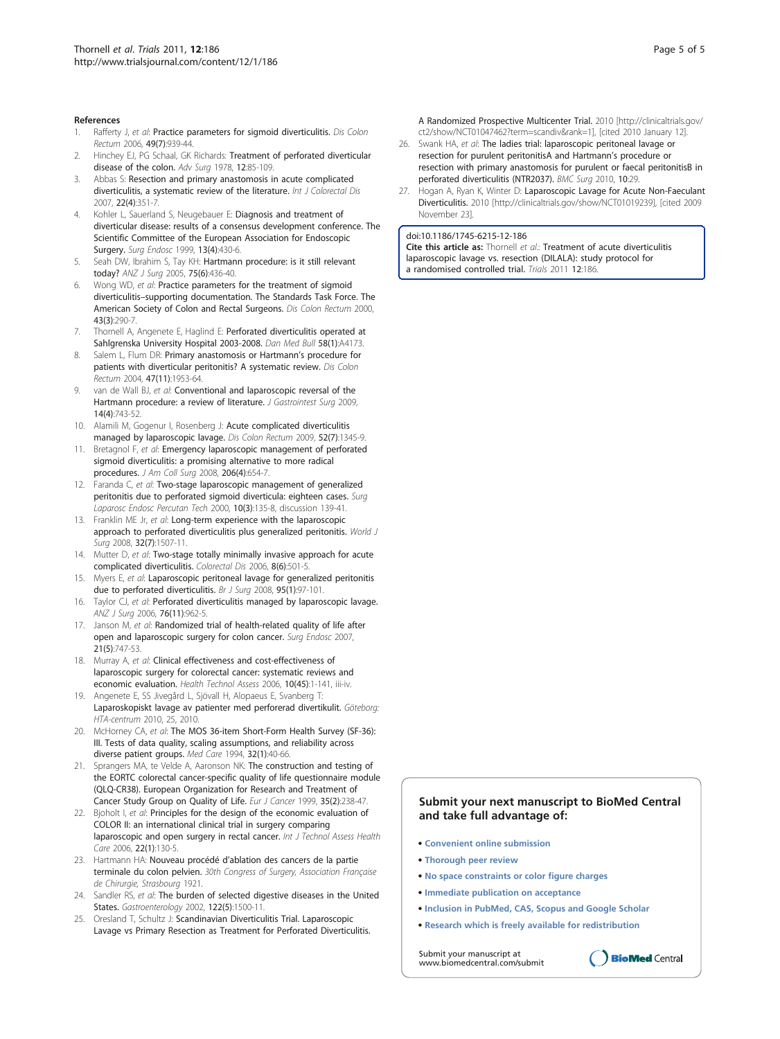## References

1. Rafferty J, *et al*: Practice parameters for sigmoid diverticulitis. *Dis Colon Rectum* 2006, **49(7)**:939-44.
2. Hinchey EJ, PG Schaal, GK Richards: Treatment of perforated diverticular disease of the colon. *Adv Surg* 1978, **12**:85-109.
3. Abbas S: Resection and primary anastomosis in acute complicated diverticulitis, a systematic review of the literature. *Int J Colorectal Dis* 2007, **22(4)**:351-7.
4. Kohler L, Sauerland S, Neugebauer E: Diagnosis and treatment of diverticular disease: results of a consensus development conference. The Scientific Committee of the European Association for Endoscopic Surgery. *Surg Endosc* 1999, **13(4)**:430-6.
5. Seah DW, Ibrahim S, Tay KH: Hartmann procedure: is it still relevant today? *ANZ J Surg* 2005, **75(6)**:436-40.
6. Wong WD, *et al*: Practice parameters for the treatment of sigmoid diverticulitis–supporting documentation. The Standards Task Force. The American Society of Colon and Rectal Surgeons. *Dis Colon Rectum* 2000, **43(3)**:290-7.
7. Thornell A, Angenete E, Haglind E: Perforated diverticulitis operated at Sahlgrenska University Hospital 2003-2008. *Dan Med Bull* **58(1)**:A4173.
8. Salem L, Flum DR: Primary anastomosis or Hartmann's procedure for patients with diverticular peritonitis? A systematic review. *Dis Colon Rectum* 2004, **47(11)**:1953-64.
9. van de Wall BJ, *et al*: Conventional and laparoscopic reversal of the Hartmann procedure: a review of literature. *J Gastrointest Surg* 2009, **14(4)**:743-52.
10. Alamili M, Gogenur I, Rosenberg J: Acute complicated diverticulitis managed by laparoscopic lavage. *Dis Colon Rectum* 2009, **52(7)**:1345-9.
11. Bretagnol F, *et al*: Emergency laparoscopic management of perforated sigmoid diverticulitis: a promising alternative to more radical procedures. *J Am Coll Surg* 2008, **206(4)**:654-7.
12. Faranda C, *et al*: Two-stage laparoscopic management of generalized peritonitis due to perforated sigmoid diverticula: eighteen cases. *Surg Laparosc Endosc Percutan Tech* 2000, **10(3)**:135-8, discussion 139-41.
13. Franklin ME Jr, *et al*: Long-term experience with the laparoscopic approach to perforated diverticulitis plus generalized peritonitis. *World J Surg* 2008, **32(7)**:1507-11.
14. Mutter D, *et al*: Two-stage totally minimally invasive approach for acute complicated diverticulitis. *Colorectal Dis* 2006, **8(6)**:501-5.
15. Myers E, *et al*: Laparoscopic peritoneal lavage for generalized peritonitis due to perforated diverticulitis. *Br J Surg* 2008, **95(1)**:97-101.
16. Taylor CJ, *et al*: Perforated diverticulitis managed by laparoscopic lavage. *ANZ J Surg* 2006, **76(11)**:962-5.
17. Janson M, *et al*: Randomized trial of health-related quality of life after open and laparoscopic surgery for colon cancer. *Surg Endosc* 2007, **21(5)**:747-53.
18. Murray A, *et al*: Clinical effectiveness and cost-effectiveness of laparoscopic surgery for colorectal cancer: systematic reviews and economic evaluation. *Health Technol Assess* 2006, **10(45)**:1-141, iii-iv.
19. Angenete E, SS Jivegård L, Sjövall H, Alopaeus E, Svanberg T: Laparoskopiskt lavage av patienter med perforerad divertikulit. *Göteborg: HTA-centrum* 2010, 25, 2010.
20. McHorney CA, *et al*: The MOS 36-item Short-Form Health Survey (SF-36): III. Tests of data quality, scaling assumptions, and reliability across diverse patient groups. *Med Care* 1994, **32(1)**:40-66.
21. Sprangers MA, te Velde A, Aaronson NK: The construction and testing of the EORTC colorectal cancer-specific quality of life questionnaire module (QLQ-CR38). European Organization for Research and Treatment of Cancer Study Group on Quality of Life. *Eur J Cancer* 1999, **35(2)**:238-47.
22. Bjoholt I, *et al*: Principles for the design of the economic evaluation of COLOR II: an international clinical trial in surgery comparing laparoscopic and open surgery in rectal cancer. *Int J Technol Assess Health Care* 2006, **22(1)**:130-5.
23. Hartmann HA: Nouveau procédé d'ablation des cancers de la partie terminale du colon pelvien. *30th Congress of Surgery, Association Française de Chirurgie, Strasbourg* 1921.
24. Sandler RS, *et al*: The burden of selected digestive diseases in the United States. *Gastroenterology* 2002, **122(5)**:1500-11.
25. Oresland T, Schultz J: Scandinavian Diverticulitis Trial. Laparoscopic Lavage vs Primary Resection as Treatment for Perforated Diverticulitis. A Randomized Prospective Multicenter Trial. 2010 [http://clinicaltrials.gov/ct2/show/NCT01047462?term=scandiv&rank=1], [cited 2010 January 12].
26. Swank HA, *et al*: The ladies trial: laparoscopic peritoneal lavage or resection for purulent peritonitisA and Hartmann's procedure or resection with primary anastomosis for purulent or faecal peritonitisB in perforated diverticulitis (NTR2037). *BMC Surg* 2010, **10**:29.
27. Hogan A, Ryan K, Winter D: Laparoscopic Lavage for Acute Non-Faeculant Diverticulitis. 2010 [http://clinicaltrials.gov/show/NCT01019239], [cited 2009 November 23].

doi:10.1186/1745-6215-12-186

**Cite this article as:** Thornell *et al.*: Treatment of acute diverticulitis laparoscopic lavage vs. resection (DILALA): study protocol for a randomised controlled trial. *Trials* 2011 **12**:186.

**Submit your next manuscript to BioMed Central and take full advantage of:**

- Convenient online submission
- Thorough peer review
- No space constraints or color figure charges
- Immediate publication on acceptance
- Inclusion in PubMed, CAS, Scopus and Google Scholar
- Research which is freely available for redistribution

Submit your manuscript at www.biomedcentral.com/submit

BioMed Central